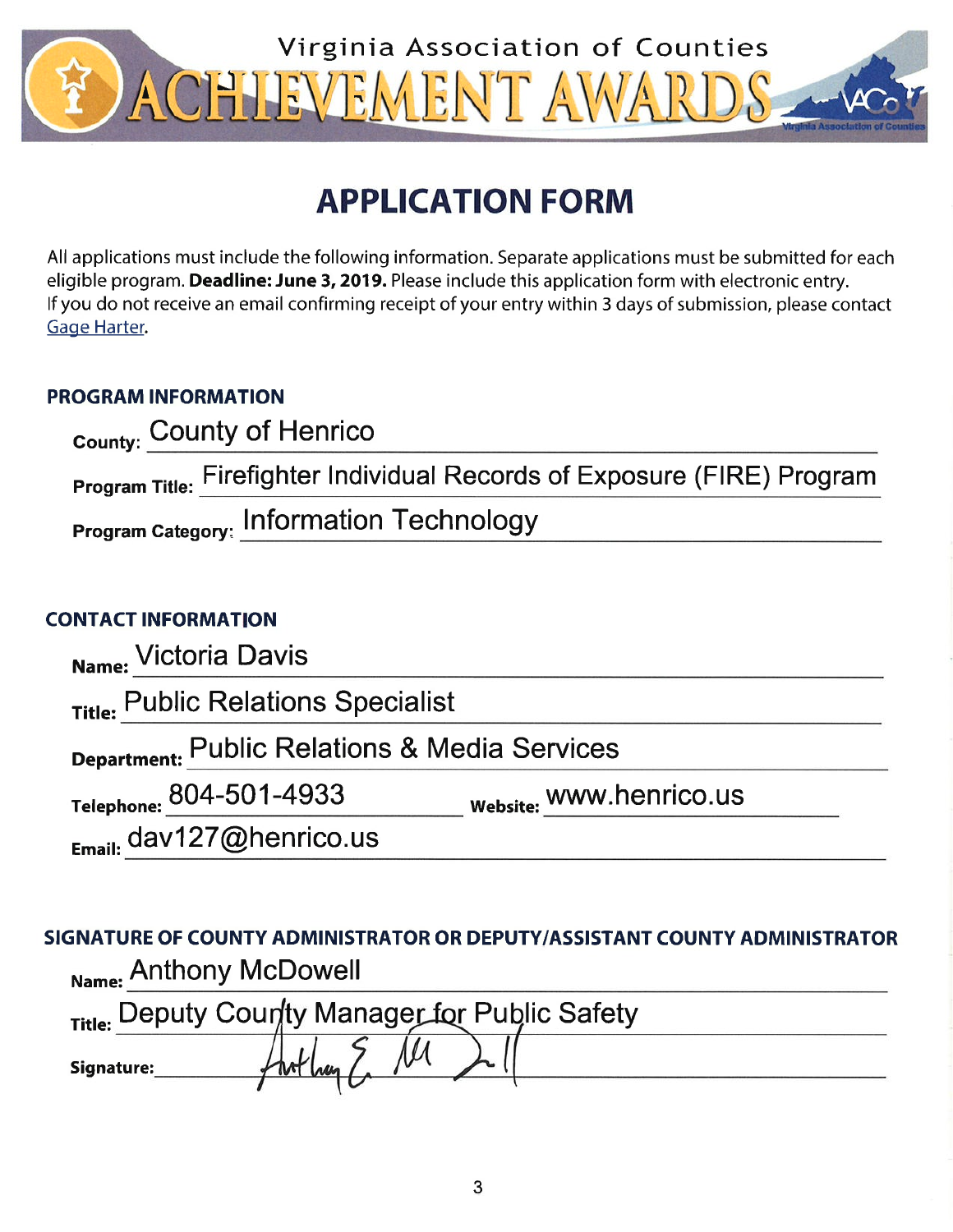# Virginia Association of Counties ACHIEVEMENT AWARDS

## APPLICATION FORM

All applications must include the following information. Separate applications must be submitted for each eligible program. **Deadline: June 3, 2019.** Please include this application form with electronic entry. If you do not receive an email confirming receipt of your entry within 3 days of submission, please contact Gage Harter.

### PROGRAM INFORMATION

**County:** County of Henrico

**Program Title:** Firefighter Individual Records of Exposure (FIRE) Program

**Program Category:** Information Technology

### CONTACT INFORMATION

**Name:** Victoria Davis

**Title:** Public Relations Specialist

**Department:** Public Relations & Media Services

**Telephone:** 804-501-4933 **Website:** www.henrico.us

**Email:** dav127@henrico.us

### SIGNATURE OF COUNTY ADMINISTRATOR OR DEPUTY/ASSISTANT COUNTY ADMINISTRATOR

**Name:** Anthony McDowell

**Title:** Deputy County Manager for Public Safety

**Signature:** Anthony E. McDowell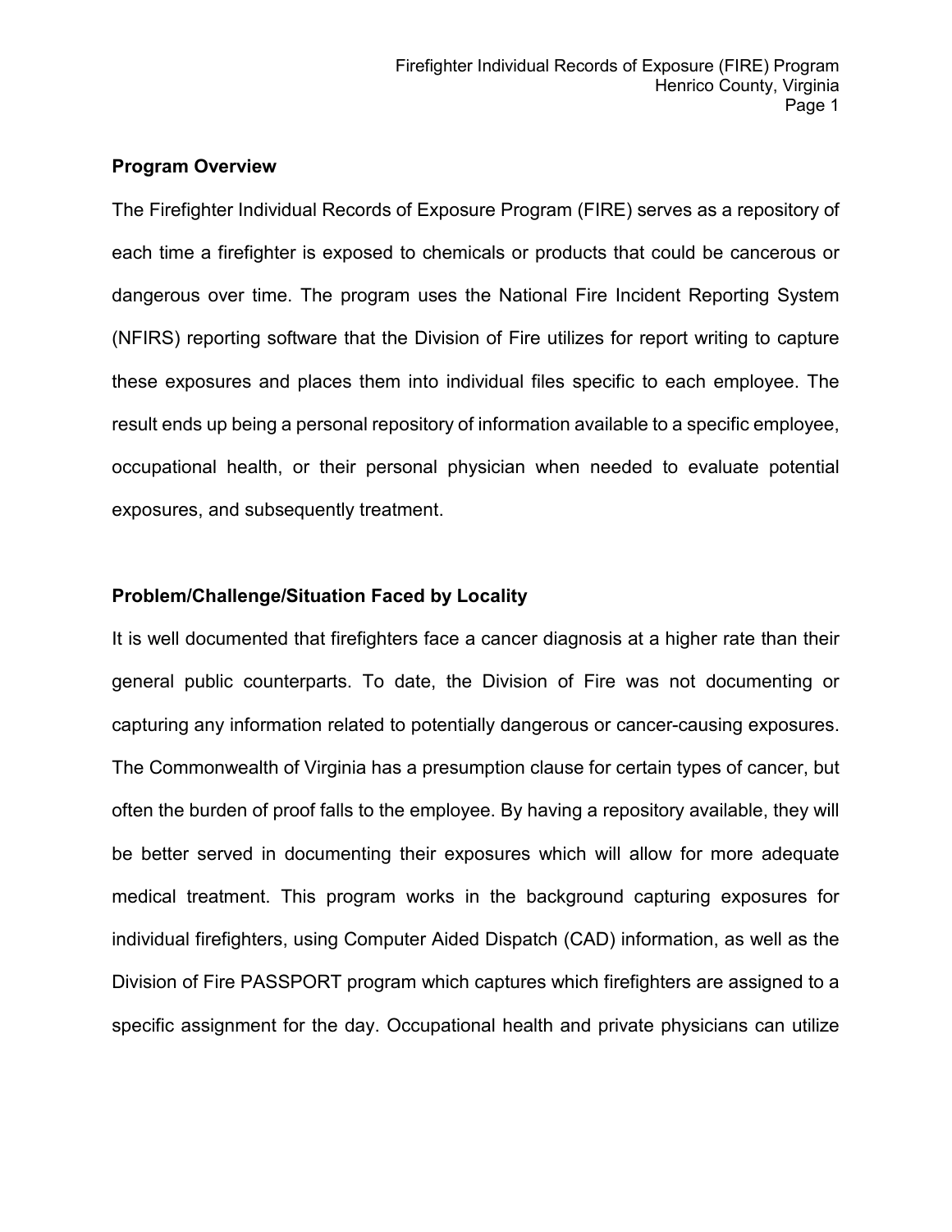## Program Overview

The Firefighter Individual Records of Exposure Program (FIRE) serves as a repository of each time a firefighter is exposed to chemicals or products that could be cancerous or dangerous over time. The program uses the National Fire Incident Reporting System (NFIRS) reporting software that the Division of Fire utilizes for report writing to capture these exposures and places them into individual files specific to each employee. The result ends up being a personal repository of information available to a specific employee, occupational health, or their personal physician when needed to evaluate potential exposures, and subsequently treatment.

## Problem/Challenge/Situation Faced by Locality

It is well documented that firefighters face a cancer diagnosis at a higher rate than their general public counterparts. To date, the Division of Fire was not documenting or capturing any information related to potentially dangerous or cancer-causing exposures. The Commonwealth of Virginia has a presumption clause for certain types of cancer, but often the burden of proof falls to the employee. By having a repository available, they will be better served in documenting their exposures which will allow for more adequate medical treatment. This program works in the background capturing exposures for individual firefighters, using Computer Aided Dispatch (CAD) information, as well as the Division of Fire PASSPORT program which captures which firefighters are assigned to a specific assignment for the day. Occupational health and private physicians can utilize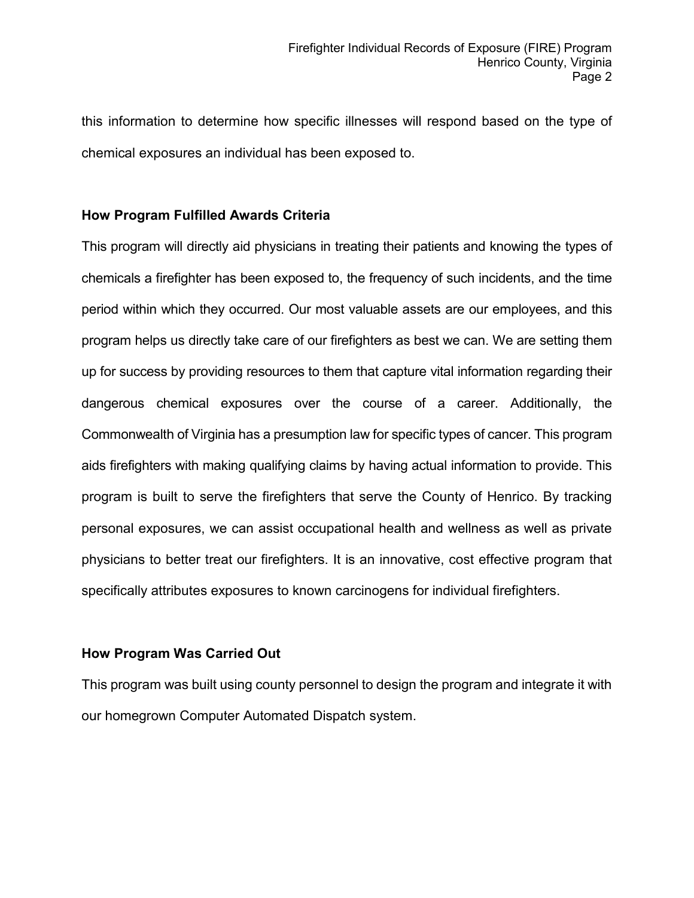this information to determine how specific illnesses will respond based on the type of chemical exposures an individual has been exposed to.

**How Program Fulfilled Awards Criteria**

This program will directly aid physicians in treating their patients and knowing the types of chemicals a firefighter has been exposed to, the frequency of such incidents, and the time period within which they occurred. Our most valuable assets are our employees, and this program helps us directly take care of our firefighters as best we can. We are setting them up for success by providing resources to them that capture vital information regarding their dangerous chemical exposures over the course of a career. Additionally, the Commonwealth of Virginia has a presumption law for specific types of cancer. This program aids firefighters with making qualifying claims by having actual information to provide. This program is built to serve the firefighters that serve the County of Henrico. By tracking personal exposures, we can assist occupational health and wellness as well as private physicians to better treat our firefighters. It is an innovative, cost effective program that specifically attributes exposures to known carcinogens for individual firefighters.

**How Program Was Carried Out**

This program was built using county personnel to design the program and integrate it with our homegrown Computer Automated Dispatch system.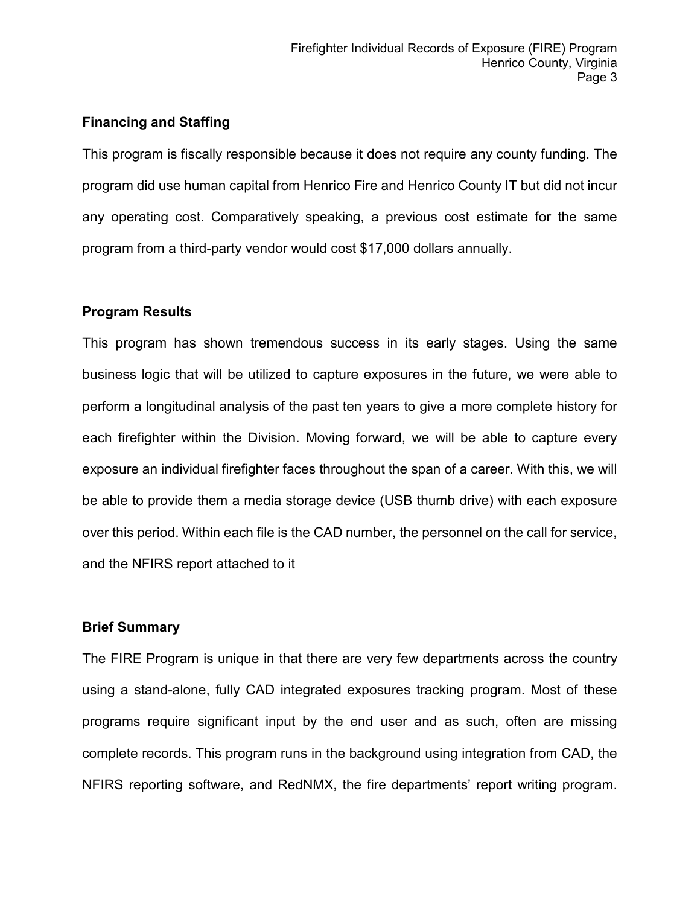**Financing and Staffing**

This program is fiscally responsible because it does not require any county funding. The program did use human capital from Henrico Fire and Henrico County IT but did not incur any operating cost. Comparatively speaking, a previous cost estimate for the same program from a third-party vendor would cost $17,000 dollars annually.

**Program Results**

This program has shown tremendous success in its early stages. Using the same business logic that will be utilized to capture exposures in the future, we were able to perform a longitudinal analysis of the past ten years to give a more complete history for each firefighter within the Division. Moving forward, we will be able to capture every exposure an individual firefighter faces throughout the span of a career. With this, we will be able to provide them a media storage device (USB thumb drive) with each exposure over this period. Within each file is the CAD number, the personnel on the call for service, and the NFIRS report attached to it

**Brief Summary**

The FIRE Program is unique in that there are very few departments across the country using a stand-alone, fully CAD integrated exposures tracking program. Most of these programs require significant input by the end user and as such, often are missing complete records. This program runs in the background using integration from CAD, the NFIRS reporting software, and RedNMX, the fire departments' report writing program.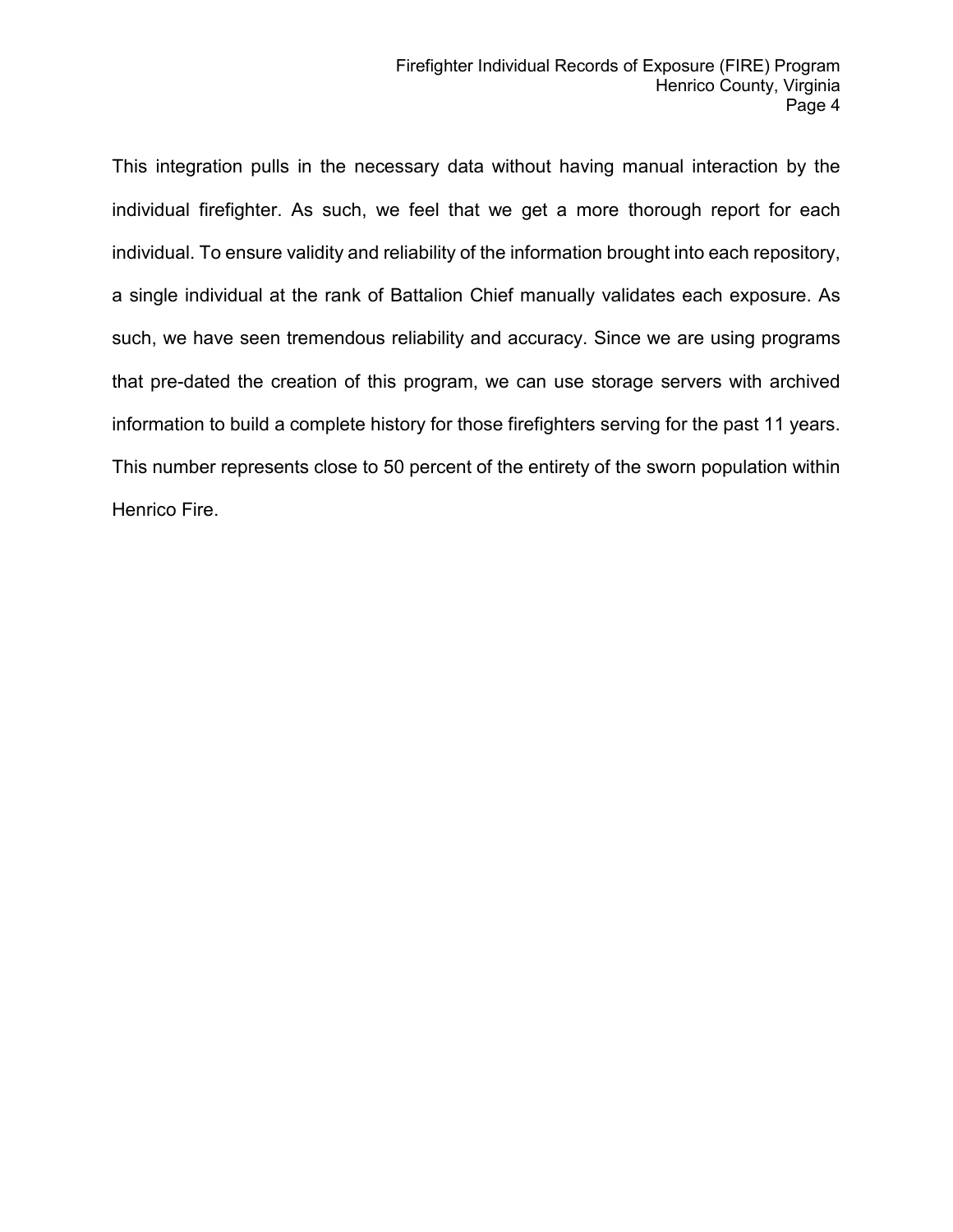This integration pulls in the necessary data without having manual interaction by the individual firefighter. As such, we feel that we get a more thorough report for each individual. To ensure validity and reliability of the information brought into each repository, a single individual at the rank of Battalion Chief manually validates each exposure. As such, we have seen tremendous reliability and accuracy. Since we are using programs that pre-dated the creation of this program, we can use storage servers with archived information to build a complete history for those firefighters serving for the past 11 years. This number represents close to 50 percent of the entirety of the sworn population within Henrico Fire.